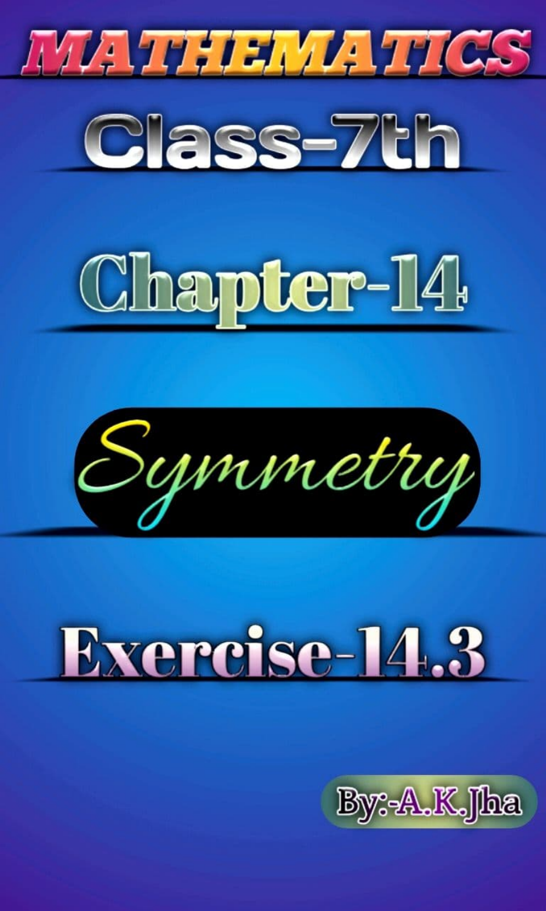# MATHEMATICS

## Class-7th

## Chapter-14

## Symmetry

## Exercise-14.3

By:-A.K.Jha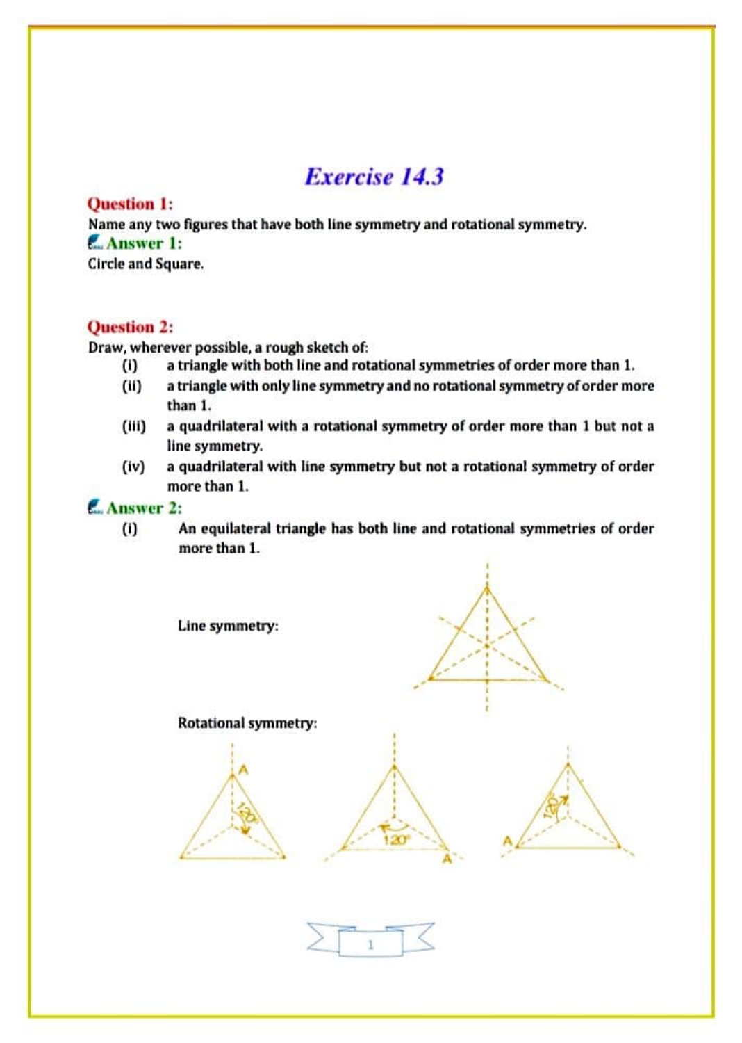# Exercise 14.3

**Question 1:**

Name any two figures that have both line symmetry and rotational symmetry.

**Answer 1:**

Circle and Square.

**Question 2:**

Draw, wherever possible, a rough sketch of:

(i) a triangle with both line and rotational symmetries of order more than 1.

(ii) a triangle with only line symmetry and no rotational symmetry of order more than 1.

(iii) a quadrilateral with a rotational symmetry of order more than 1 but not a line symmetry.

(iv) a quadrilateral with line symmetry but not a rotational symmetry of order more than 1.

**Answer 2:**

(i) An equilateral triangle has both line and rotational symmetries of order more than 1.

Line symmetry:

Rotational symmetry: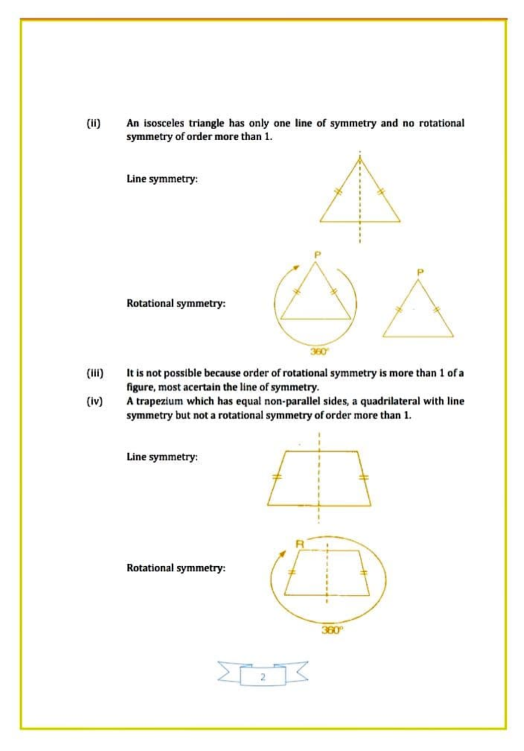(ii) **An isosceles triangle has only one line of symmetry and no rotational symmetry of order more than 1.**

**Line symmetry:**

**Rotational symmetry:**

(iii) **It is not possible because order of rotational symmetry is more than 1 of a figure, most acertain the line of symmetry.**

(iv) **A trapezium which has equal non-parallel sides, a quadrilateral with line symmetry but not a rotational symmetry of order more than 1.**

**Line symmetry:**

**Rotational symmetry:**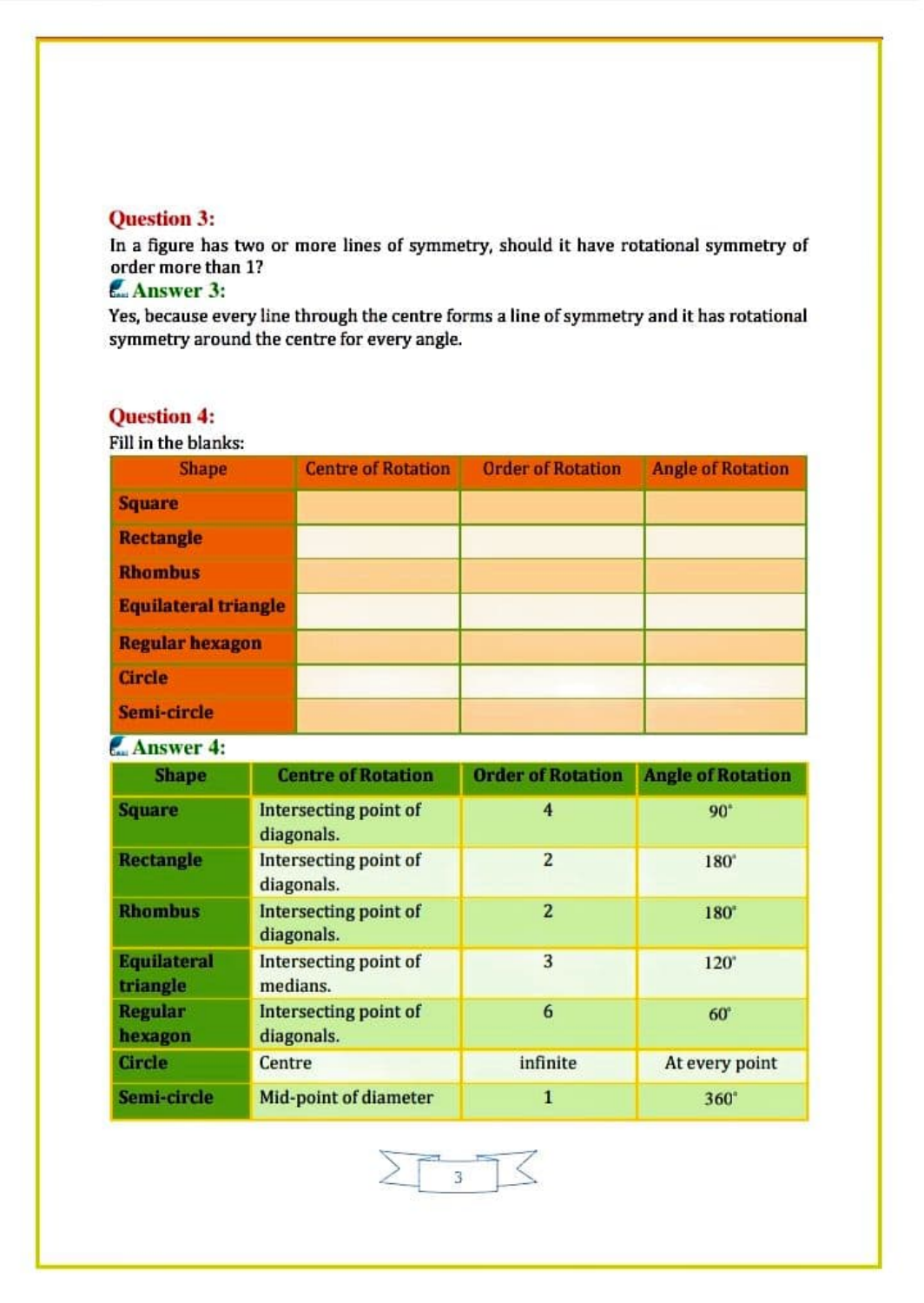**Question 3:**

In a figure has two or more lines of symmetry, should it have rotational symmetry of order more than 1?

**Answer 3:**

Yes, because every line through the centre forms a line of symmetry and it has rotational symmetry around the centre for every angle.

**Question 4:**

Fill in the blanks:

| Shape | Centre of Rotation | Order of Rotation | Angle of Rotation |
|---|---|---|---|
| **Square** | | | |
| **Rectangle** | | | |
| **Rhombus** | | | |
| **Equilateral triangle** | | | |
| **Regular hexagon** | | | |
| **Circle** | | | |
| **Semi-circle** | | | |

**Answer 4:**

| Shape | Centre of Rotation | Order of Rotation | Angle of Rotation |
|---|---|---|---|
| **Square** | Intersecting point of diagonals. | 4 | 90° |
| **Rectangle** | Intersecting point of diagonals. | 2 | 180° |
| **Rhombus** | Intersecting point of diagonals. | 2 | 180° |
| **Equilateral triangle** | Intersecting point of medians. | 3 | 120° |
| **Regular hexagon** | Intersecting point of diagonals. | 6 | 60° |
| **Circle** | Centre | infinite | At every point |
| **Semi-circle** | Mid-point of diameter | 1 | 360° |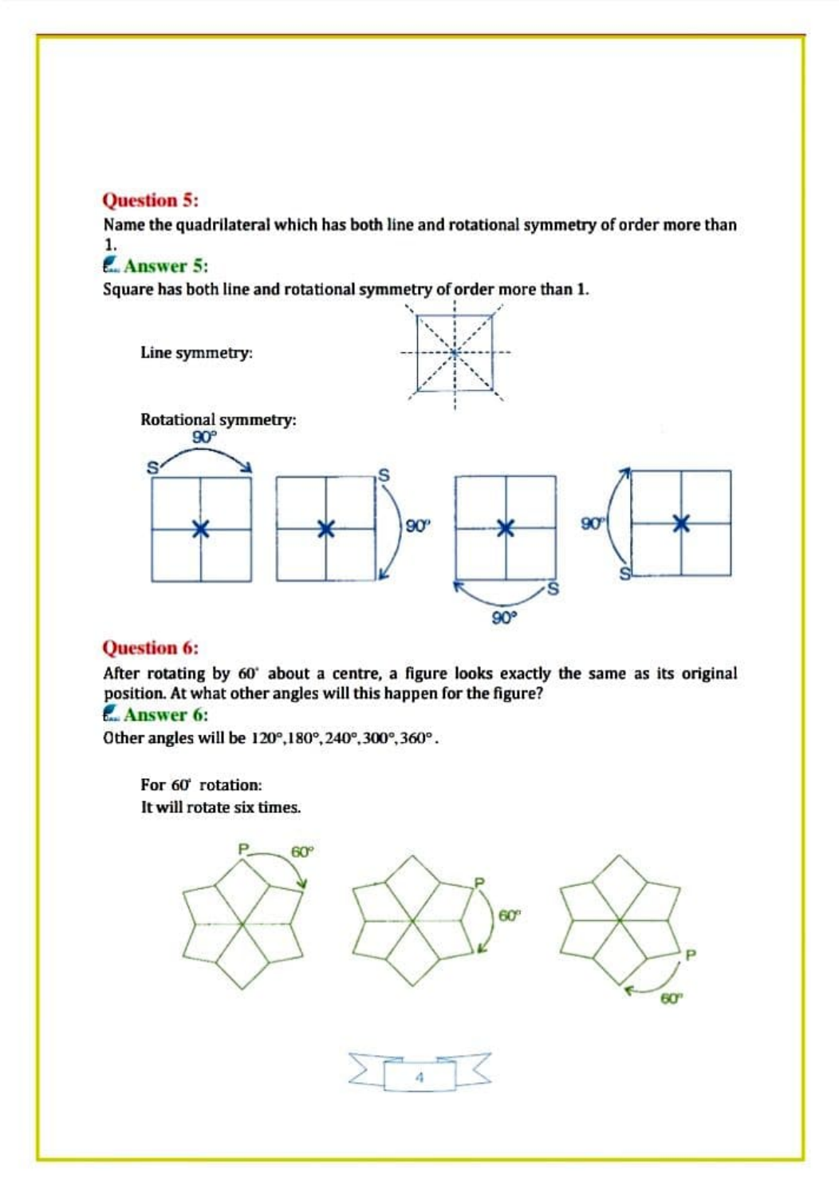## Question 5:

Name the quadrilateral which has both line and rotational symmetry of order more than 1.

## Answer 5:

Square has both line and rotational symmetry of order more than 1.

Line symmetry:

Rotational symmetry:

## Question 6:

After rotating by $60^\circ$ about a centre, a figure looks exactly the same as its original position. At what other angles will this happen for the figure?

## Answer 6:

Other angles will be $120^\circ, 180^\circ, 240^\circ, 300^\circ, 360^\circ$.

For $60^\circ$ rotation:
It will rotate six times.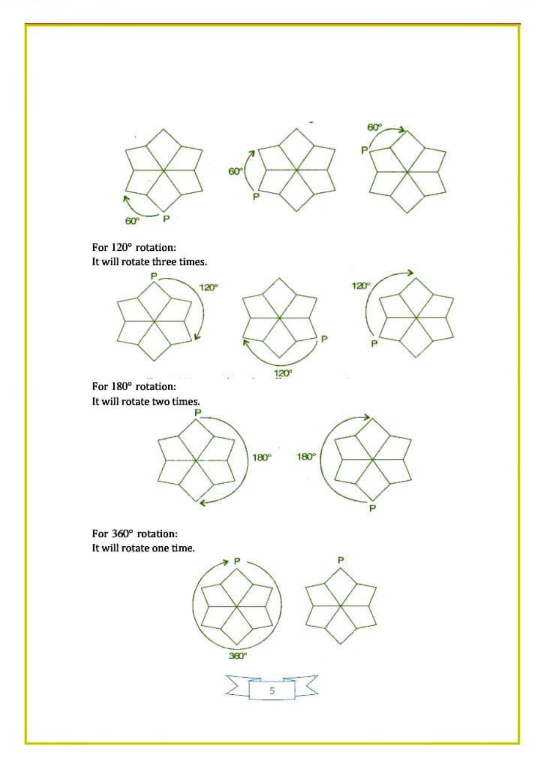For 120° rotation:
It will rotate three times.

For 180° rotation:
It will rotate two times.

For 360° rotation:
It will rotate one time.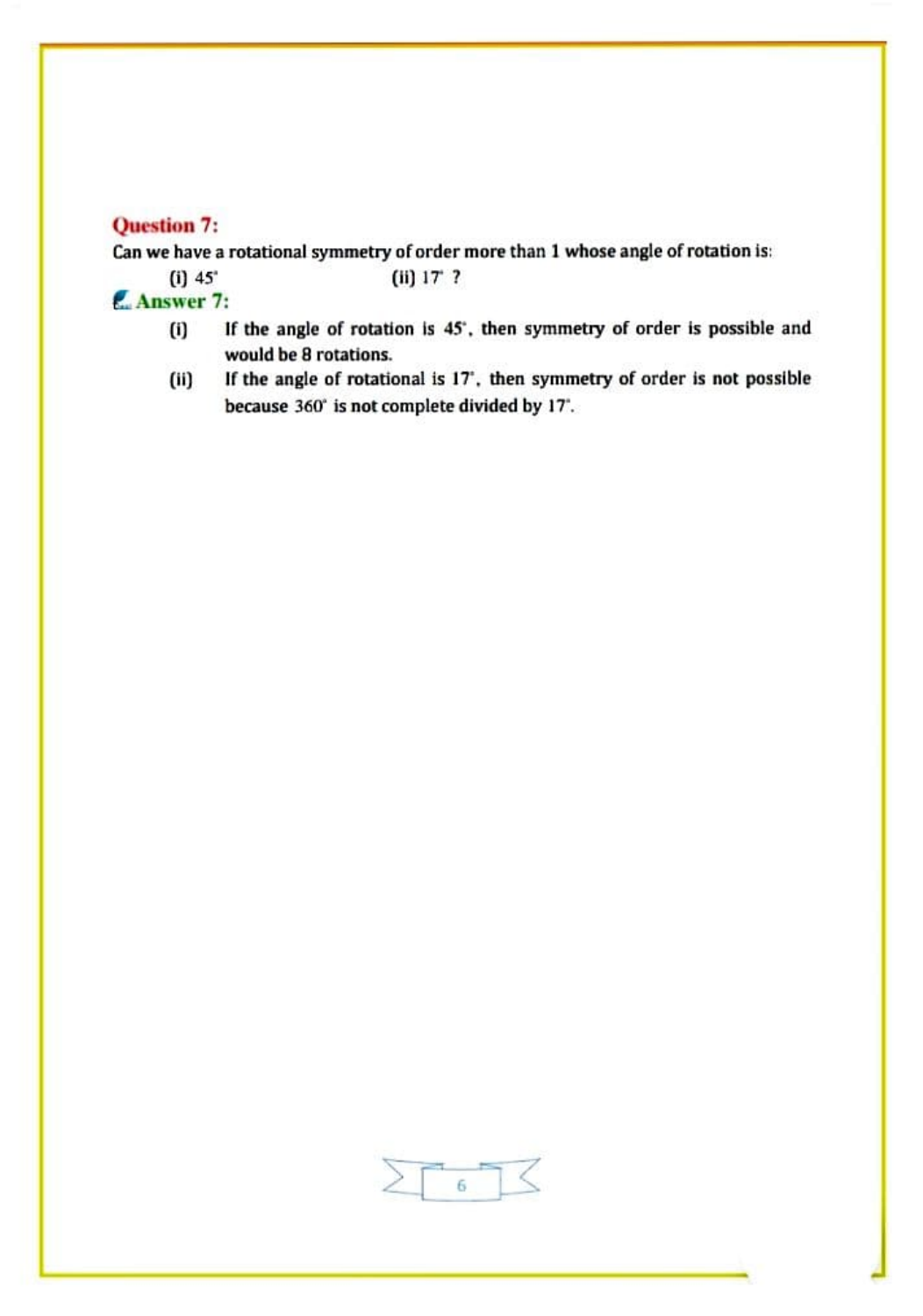**Question 7:**

Can we have a rotational symmetry of order more than 1 whose angle of rotation is:

(i) $45^\circ$ (ii) $17^\circ$ ?

**Answer 7:**

(i) If the angle of rotation is $45^\circ$, then symmetry of order is possible and would be 8 rotations.

(ii) If the angle of rotational is $17^\circ$, then symmetry of order is not possible because $360^\circ$ is not complete divided by $17^\circ$.